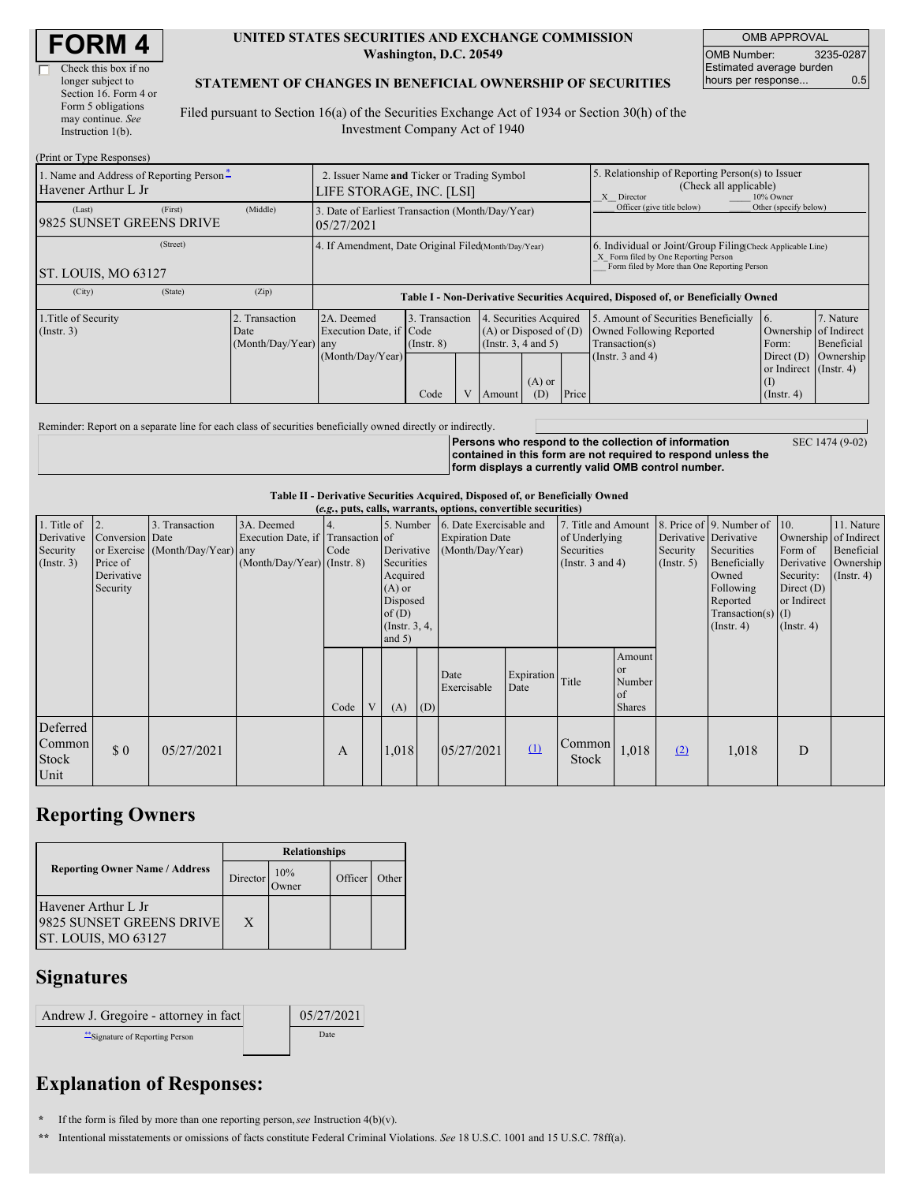# FORM 4

☐ Check this box if no longer subject to Section 16. Form 4 or Form 5 obligations may continue. *See* Instruction 1(b).

**UNITED STATES SECURITIES AND EXCHANGE COMMISSION**
**Washington, D.C. 20549**

**STATEMENT OF CHANGES IN BENEFICIAL OWNERSHIP OF SECURITIES**

Filed pursuant to Section 16(a) of the Securities Exchange Act of 1934 or Section 30(h) of the Investment Company Act of 1940

| OMB APPROVAL | |
|---|---|
| OMB Number: | 3235-0287 |
| Estimated average burden hours per response... | 0.5 |

(Print or Type Responses)

| 1. Name and Address of Reporting Person* | 2. Issuer Name and Ticker or Trading Symbol | 5. Relationship of Reporting Person(s) to Issuer (Check all applicable) |
|---|---|---|
| Havener Arthur L Jr | LIFE STORAGE, INC. [LSI] | _X_ Director ___ 10% Owner ___ Officer (give title below) ___ Other (specify below) |
| (Last) (First) (Middle) 9825 SUNSET GREENS DRIVE | 3. Date of Earliest Transaction (Month/Day/Year) 05/27/2021 | |
| (Street) ST. LOUIS, MO 63127 | 4. If Amendment, Date Original Filed (Month/Day/Year) | 6. Individual or Joint/Group Filing (Check Applicable Line) _X_ Form filed by One Reporting Person ___ Form filed by More than One Reporting Person |
| (City) (State) (Zip) | | |

**Table I - Non-Derivative Securities Acquired, Disposed of, or Beneficially Owned**

| 1.Title of Security (Instr. 3) | 2. Transaction Date (Month/Day/Year) | 2A. Deemed Execution Date, if any (Month/Day/Year) | 3. Transaction Code (Instr. 8) | | 4. Securities Acquired (A) or Disposed of (D) (Instr. 3, 4 and 5) | | | 5. Amount of Securities Beneficially Owned Following Reported Transaction(s) (Instr. 3 and 4) | 6. Ownership Form: Direct (D) or Indirect (I) (Instr. 4) | 7. Nature of Indirect Beneficial Ownership (Instr. 4) |
|---|---|---|---|---|---|---|---|---|---|---|
| | | | Code | V | Amount | (A) or (D) | Price | | | |

Reminder: Report on a separate line for each class of securities beneficially owned directly or indirectly.

**Persons who respond to the collection of information contained in this form are not required to respond unless the form displays a currently valid OMB control number.** SEC 1474 (9-02)

**Table II - Derivative Securities Acquired, Disposed of, or Beneficially Owned**
**(*e.g.*, puts, calls, warrants, options, convertible securities)**

| 1. Title of Derivative Security (Instr. 3) | 2. Conversion or Exercise Price of Derivative Security | 3. Transaction Date (Month/Day/Year) | 3A. Deemed Execution Date, if any (Month/Day/Year) | 4. Transaction Code (Instr. 8) | | 5. Number of Derivative Securities Acquired (A) or Disposed of (D) (Instr. 3, 4, and 5) | | 6. Date Exercisable and Expiration Date (Month/Day/Year) | | 7. Title and Amount of Underlying Securities (Instr. 3 and 4) | | 8. Price of Derivative Security (Instr. 5) | 9. Number of Derivative Securities Beneficially Owned Following Reported Transaction(s) (Instr. 4) | 10. Ownership Form of Derivative Security: Direct (D) or Indirect (I) (Instr. 4) | 11. Nature of Indirect Beneficial Ownership (Instr. 4) |
|---|---|---|---|---|---|---|---|---|---|---|---|---|---|---|---|
| | | | | Code | V | (A) | (D) | Date Exercisable | Expiration Date | Title | Amount or Number of Shares | | | | |
| Deferred Common Stock Unit | $ 0 | 05/27/2021 | | A | | 1,018 | | 05/27/2021 | (1) | Common Stock | 1,018 | (2) | 1,018 | D | |

## Reporting Owners

| Reporting Owner Name / Address | Relationships | | | |
|---|---|---|---|---|
| | Director | 10% Owner | Officer | Other |
| Havener Arthur L Jr 9825 SUNSET GREENS DRIVE ST. LOUIS, MO 63127 | X | | | |

## Signatures

| Andrew J. Gregoire - attorney in fact | 05/27/2021 |
|---|---|
| **Signature of Reporting Person | Date |

## Explanation of Responses:

\* If the form is filed by more than one reporting person, *see* Instruction 4(b)(v).

\*\* Intentional misstatements or omissions of facts constitute Federal Criminal Violations. *See* 18 U.S.C. 1001 and 15 U.S.C. 78ff(a).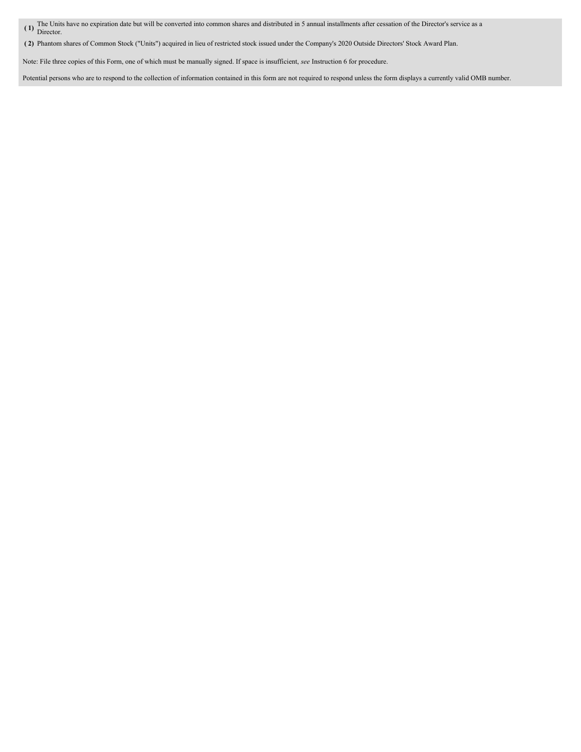( 1 ) The Units have no expiration date but will be converted into common shares and distributed in 5 annual installments after cessation of the Director's service as a Director.

( 2 ) Phantom shares of Common Stock ("Units") acquired in lieu of restricted stock issued under the Company's 2020 Outside Directors' Stock Award Plan.

Note: File three copies of this Form, one of which must be manually signed. If space is insufficient, *see* Instruction 6 for procedure.

Potential persons who are to respond to the collection of information contained in this form are not required to respond unless the form displays a currently valid OMB number.